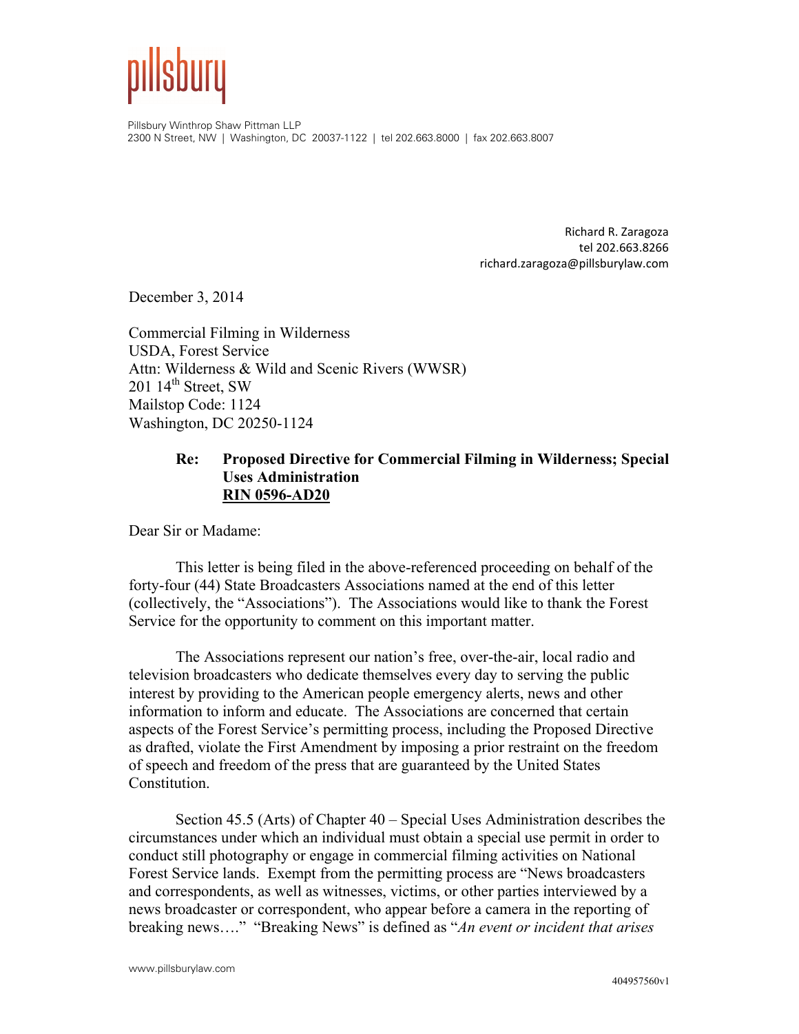pillsbury

Pillsbury Winthrop Shaw Pittman LLP
2300 N Street, NW | Washington, DC 20037-1122 | tel 202.663.8000 | fax 202.663.8007

Richard R. Zaragoza
tel 202.663.8266
richard.zaragoza@pillsburylaw.com

December 3, 2014

Commercial Filming in Wilderness
USDA, Forest Service
Attn: Wilderness & Wild and Scenic Rivers (WWSR)
201 14th Street, SW
Mailstop Code: 1124
Washington, DC 20250-1124

**Re: Proposed Directive for Commercial Filming in Wilderness; Special Uses Administration**
**<u>RIN 0596-AD20</u>**

Dear Sir or Madame:

This letter is being filed in the above-referenced proceeding on behalf of the forty-four (44) State Broadcasters Associations named at the end of this letter (collectively, the "Associations"). The Associations would like to thank the Forest Service for the opportunity to comment on this important matter.

The Associations represent our nation's free, over-the-air, local radio and television broadcasters who dedicate themselves every day to serving the public interest by providing to the American people emergency alerts, news and other information to inform and educate. The Associations are concerned that certain aspects of the Forest Service's permitting process, including the Proposed Directive as drafted, violate the First Amendment by imposing a prior restraint on the freedom of speech and freedom of the press that are guaranteed by the United States Constitution.

Section 45.5 (Arts) of Chapter 40 – Special Uses Administration describes the circumstances under which an individual must obtain a special use permit in order to conduct still photography or engage in commercial filming activities on National Forest Service lands. Exempt from the permitting process are "News broadcasters and correspondents, as well as witnesses, victims, or other parties interviewed by a news broadcaster or correspondent, who appear before a camera in the reporting of breaking news…." "Breaking News" is defined as "*An event or incident that arises*

404957560v1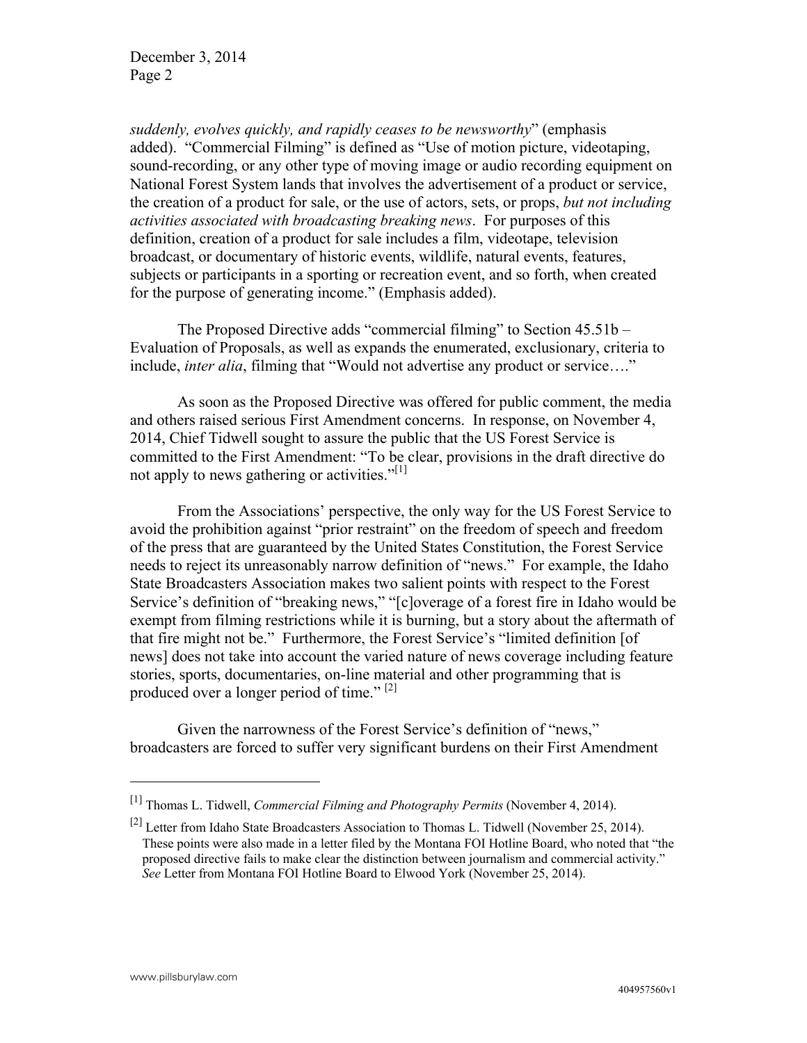*suddenly, evolves quickly, and rapidly ceases to be newsworthy*" (emphasis added). "Commercial Filming" is defined as "Use of motion picture, videotaping, sound-recording, or any other type of moving image or audio recording equipment on National Forest System lands that involves the advertisement of a product or service, the creation of a product for sale, or the use of actors, sets, or props, *but not including activities associated with broadcasting breaking news*. For purposes of this definition, creation of a product for sale includes a film, videotape, television broadcast, or documentary of historic events, wildlife, natural events, features, subjects or participants in a sporting or recreation event, and so forth, when created for the purpose of generating income." (Emphasis added).

The Proposed Directive adds "commercial filming" to Section 45.51b – Evaluation of Proposals, as well as expands the enumerated, exclusionary, criteria to include, *inter alia*, filming that "Would not advertise any product or service…."

As soon as the Proposed Directive was offered for public comment, the media and others raised serious First Amendment concerns. In response, on November 4, 2014, Chief Tidwell sought to assure the public that the US Forest Service is committed to the First Amendment: "To be clear, provisions in the draft directive do not apply to news gathering or activities."[1]

From the Associations' perspective, the only way for the US Forest Service to avoid the prohibition against "prior restraint" on the freedom of speech and freedom of the press that are guaranteed by the United States Constitution, the Forest Service needs to reject its unreasonably narrow definition of "news." For example, the Idaho State Broadcasters Association makes two salient points with respect to the Forest Service's definition of "breaking news," "[c]overage of a forest fire in Idaho would be exempt from filming restrictions while it is burning, but a story about the aftermath of that fire might not be." Furthermore, the Forest Service's "limited definition [of news] does not take into account the varied nature of news coverage including feature stories, sports, documentaries, on-line material and other programming that is produced over a longer period of time." [2]

Given the narrowness of the Forest Service's definition of "news," broadcasters are forced to suffer very significant burdens on their First Amendment

---

[1] Thomas L. Tidwell, *Commercial Filming and Photography Permits* (November 4, 2014).

[2] Letter from Idaho State Broadcasters Association to Thomas L. Tidwell (November 25, 2014). These points were also made in a letter filed by the Montana FOI Hotline Board, who noted that "the proposed directive fails to make clear the distinction between journalism and commercial activity." *See* Letter from Montana FOI Hotline Board to Elwood York (November 25, 2014).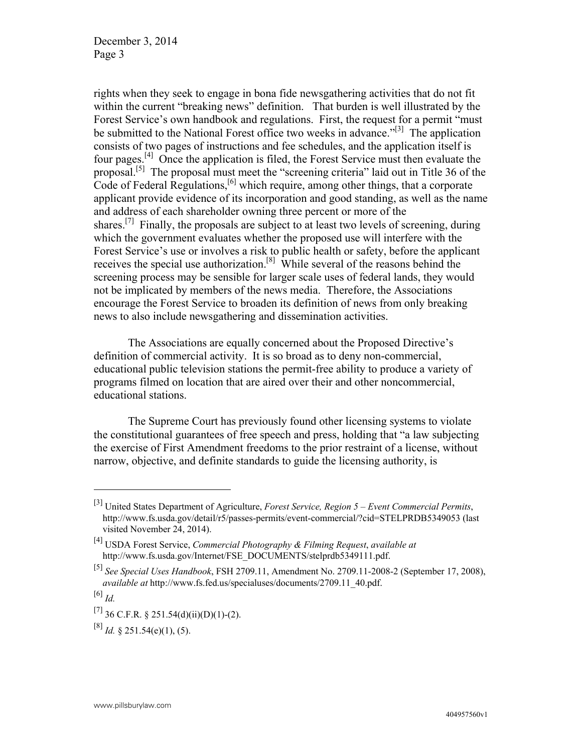rights when they seek to engage in bona fide newsgathering activities that do not fit within the current "breaking news" definition. That burden is well illustrated by the Forest Service's own handbook and regulations. First, the request for a permit "must be submitted to the National Forest office two weeks in advance."[3] The application consists of two pages of instructions and fee schedules, and the application itself is four pages.[4] Once the application is filed, the Forest Service must then evaluate the proposal.[5] The proposal must meet the "screening criteria" laid out in Title 36 of the Code of Federal Regulations,[6] which require, among other things, that a corporate applicant provide evidence of its incorporation and good standing, as well as the name and address of each shareholder owning three percent or more of the shares.[7] Finally, the proposals are subject to at least two levels of screening, during which the government evaluates whether the proposed use will interfere with the Forest Service's use or involves a risk to public health or safety, before the applicant receives the special use authorization.[8] While several of the reasons behind the screening process may be sensible for larger scale uses of federal lands, they would not be implicated by members of the news media. Therefore, the Associations encourage the Forest Service to broaden its definition of news from only breaking news to also include newsgathering and dissemination activities.

The Associations are equally concerned about the Proposed Directive's definition of commercial activity. It is so broad as to deny non-commercial, educational public television stations the permit-free ability to produce a variety of programs filmed on location that are aired over their and other noncommercial, educational stations.

The Supreme Court has previously found other licensing systems to violate the constitutional guarantees of free speech and press, holding that "a law subjecting the exercise of First Amendment freedoms to the prior restraint of a license, without narrow, objective, and definite standards to guide the licensing authority, is

---

[3] United States Department of Agriculture, *Forest Service, Region 5 – Event Commercial Permits*, http://www.fs.usda.gov/detail/r5/passes-permits/event-commercial/?cid=STELPRDB5349053 (last visited November 24, 2014).

[4] USDA Forest Service, *Commercial Photography & Filming Request*, *available at* http://www.fs.usda.gov/Internet/FSE_DOCUMENTS/stelprdb5349111.pdf.

[5] *See Special Uses Handbook*, FSH 2709.11, Amendment No. 2709.11-2008-2 (September 17, 2008), *available at* http://www.fs.fed.us/specialuses/documents/2709.11_40.pdf.

[6] *Id.*

[7] 36 C.F.R. § 251.54(d)(ii)(D)(1)-(2).

[8] *Id.* § 251.54(e)(1), (5).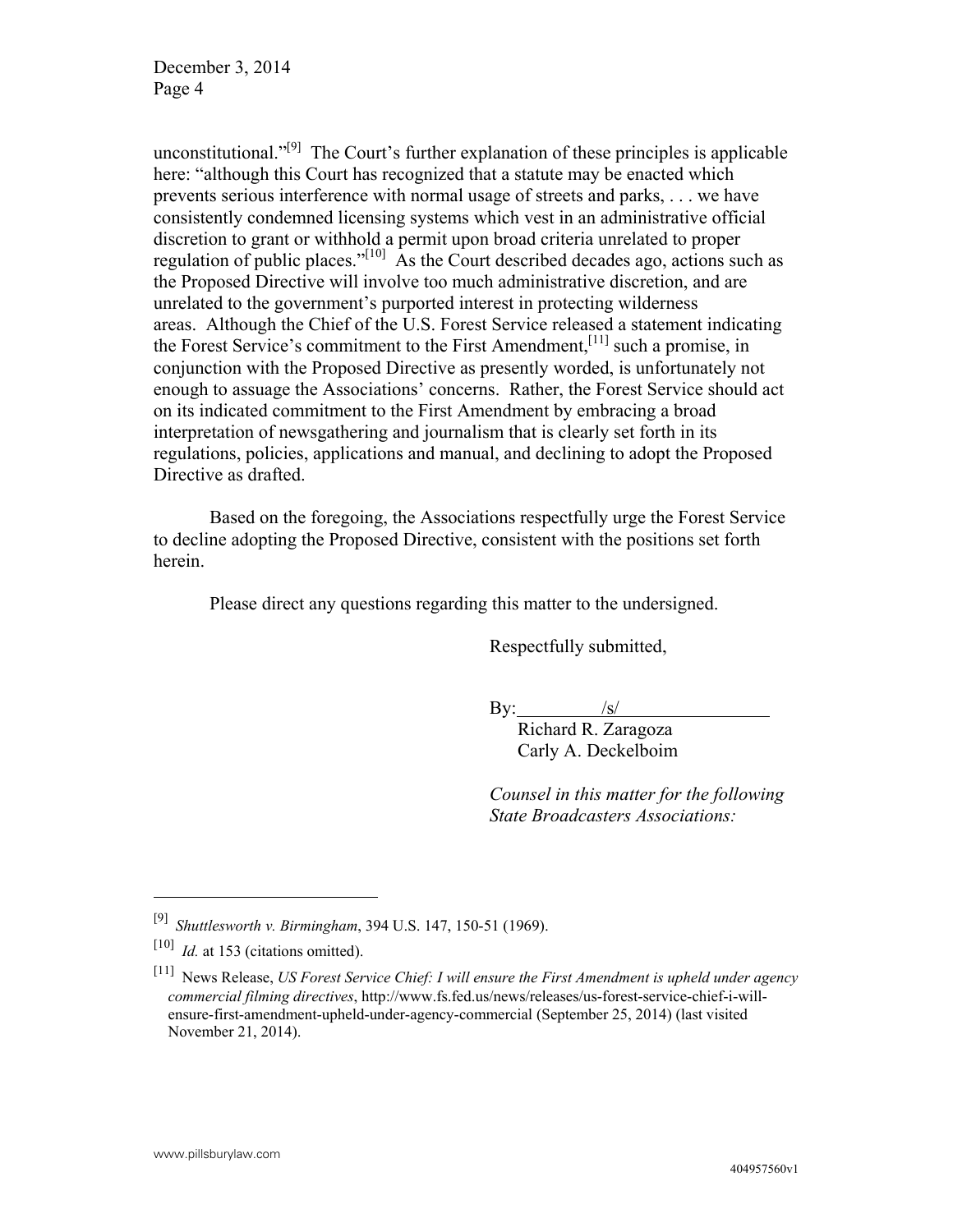unconstitutional."[9] The Court's further explanation of these principles is applicable here: "although this Court has recognized that a statute may be enacted which prevents serious interference with normal usage of streets and parks, . . . we have consistently condemned licensing systems which vest in an administrative official discretion to grant or withhold a permit upon broad criteria unrelated to proper regulation of public places."[10] As the Court described decades ago, actions such as the Proposed Directive will involve too much administrative discretion, and are unrelated to the government's purported interest in protecting wilderness areas. Although the Chief of the U.S. Forest Service released a statement indicating the Forest Service's commitment to the First Amendment,[11] such a promise, in conjunction with the Proposed Directive as presently worded, is unfortunately not enough to assuage the Associations' concerns. Rather, the Forest Service should act on its indicated commitment to the First Amendment by embracing a broad interpretation of newsgathering and journalism that is clearly set forth in its regulations, policies, applications and manual, and declining to adopt the Proposed Directive as drafted.

Based on the foregoing, the Associations respectfully urge the Forest Service to decline adopting the Proposed Directive, consistent with the positions set forth herein.

Please direct any questions regarding this matter to the undersigned.

Respectfully submitted,

By: /s/
Richard R. Zaragoza
Carly A. Deckelboim

*Counsel in this matter for the following State Broadcasters Associations:*

---

[9] *Shuttlesworth v. Birmingham*, 394 U.S. 147, 150-51 (1969).

[10] *Id.* at 153 (citations omitted).

[11] News Release, *US Forest Service Chief: I will ensure the First Amendment is upheld under agency commercial filming directives*, http://www.fs.fed.us/news/releases/us-forest-service-chief-i-will-ensure-first-amendment-upheld-under-agency-commercial (September 25, 2014) (last visited November 21, 2014).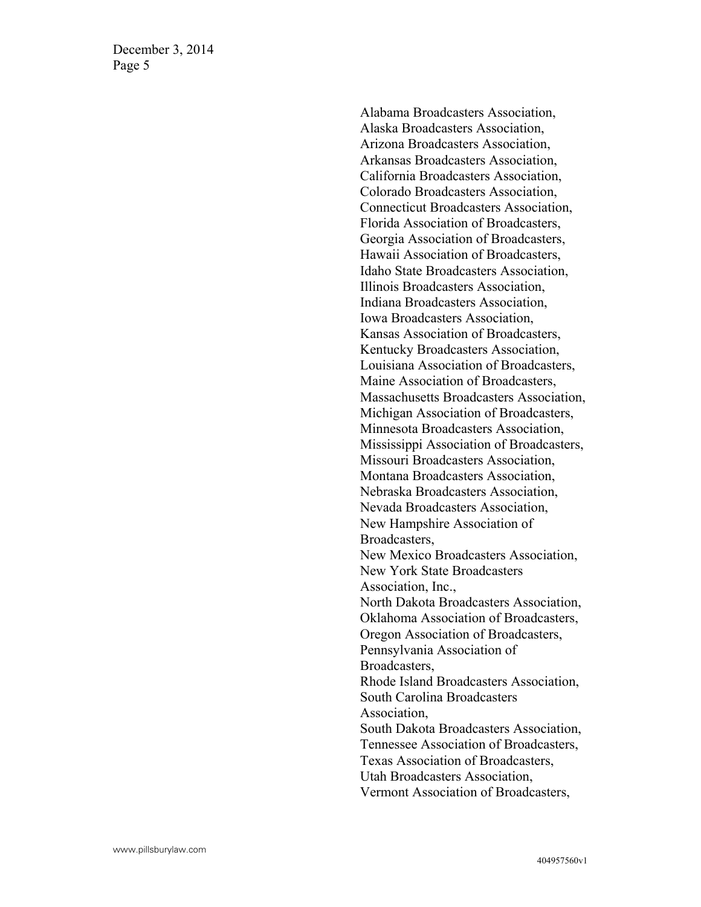Alabama Broadcasters Association,
Alaska Broadcasters Association,
Arizona Broadcasters Association,
Arkansas Broadcasters Association,
California Broadcasters Association,
Colorado Broadcasters Association,
Connecticut Broadcasters Association,
Florida Association of Broadcasters,
Georgia Association of Broadcasters,
Hawaii Association of Broadcasters,
Idaho State Broadcasters Association,
Illinois Broadcasters Association,
Indiana Broadcasters Association,
Iowa Broadcasters Association,
Kansas Association of Broadcasters,
Kentucky Broadcasters Association,
Louisiana Association of Broadcasters,
Maine Association of Broadcasters,
Massachusetts Broadcasters Association,
Michigan Association of Broadcasters,
Minnesota Broadcasters Association,
Mississippi Association of Broadcasters,
Missouri Broadcasters Association,
Montana Broadcasters Association,
Nebraska Broadcasters Association,
Nevada Broadcasters Association,
New Hampshire Association of Broadcasters,
New Mexico Broadcasters Association,
New York State Broadcasters Association, Inc.,
North Dakota Broadcasters Association,
Oklahoma Association of Broadcasters,
Oregon Association of Broadcasters,
Pennsylvania Association of Broadcasters,
Rhode Island Broadcasters Association,
South Carolina Broadcasters Association,
South Dakota Broadcasters Association,
Tennessee Association of Broadcasters,
Texas Association of Broadcasters,
Utah Broadcasters Association,
Vermont Association of Broadcasters,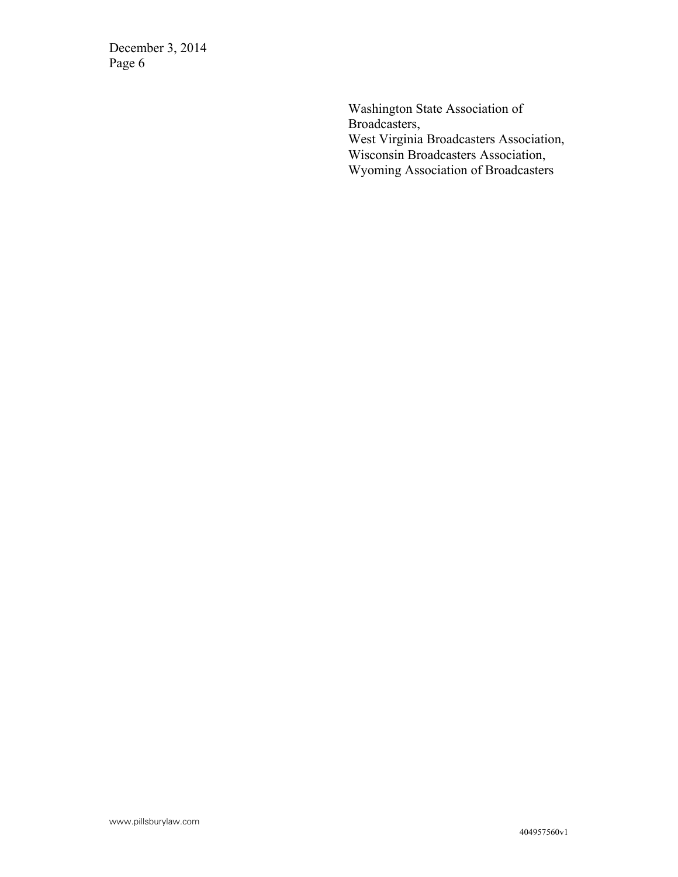Washington State Association of Broadcasters,
West Virginia Broadcasters Association,
Wisconsin Broadcasters Association,
Wyoming Association of Broadcasters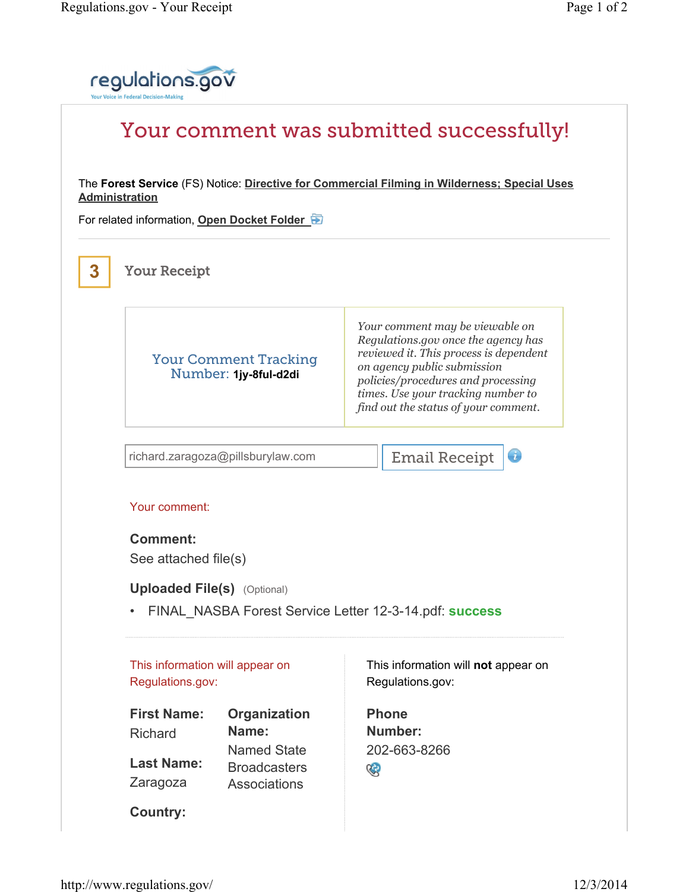regulations.gov

Your Voice in Federal Decision-Making

# Your comment was submitted successfully!

The **Forest Service** (FS) Notice: **Directive for Commercial Filming in Wilderness; Special Uses Administration**

For related information, **Open Docket Folder**

## 3 Your Receipt

| | |
|---|---|
| Your Comment Tracking Number: **1jy-8ful-d2di** | *Your comment may be viewable on Regulations.gov once the agency has reviewed it. This process is dependent on agency public submission policies/procedures and processing times. Use your tracking number to find out the status of your comment.* |

richard.zaragoza@pillsburylaw.com

Email Receipt

Your comment:

**Comment:**
See attached file(s)

**Uploaded File(s)** (Optional)

- FINAL_NASBA Forest Service Letter 12-3-14.pdf: **success**

This information will appear on Regulations.gov:

**First Name:**
Richard

**Last Name:**
Zaragoza

**Organization Name:**
Named State Broadcasters Associations

**Country:**

This information will **not** appear on Regulations.gov:

**Phone Number:**
202-663-8266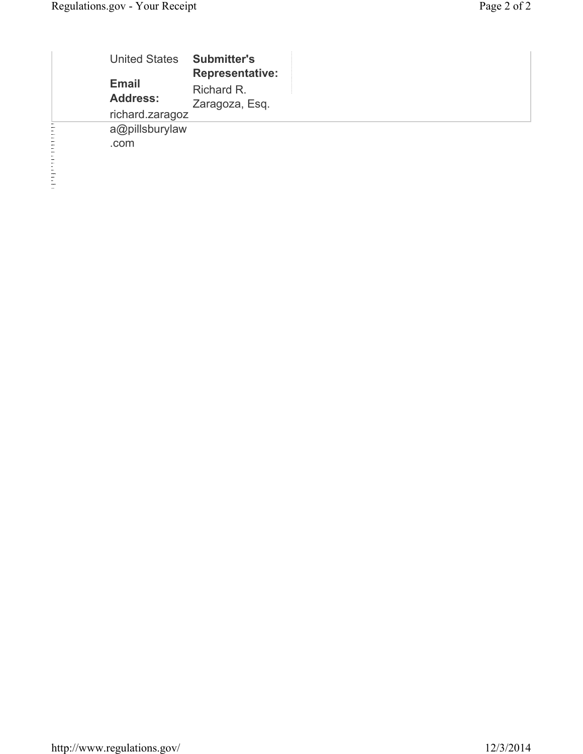United States

**Email Address:**
richard.zaragoza@pillsburylaw.com

**Submitter's Representative:**
Richard R. Zaragoza, Esq.